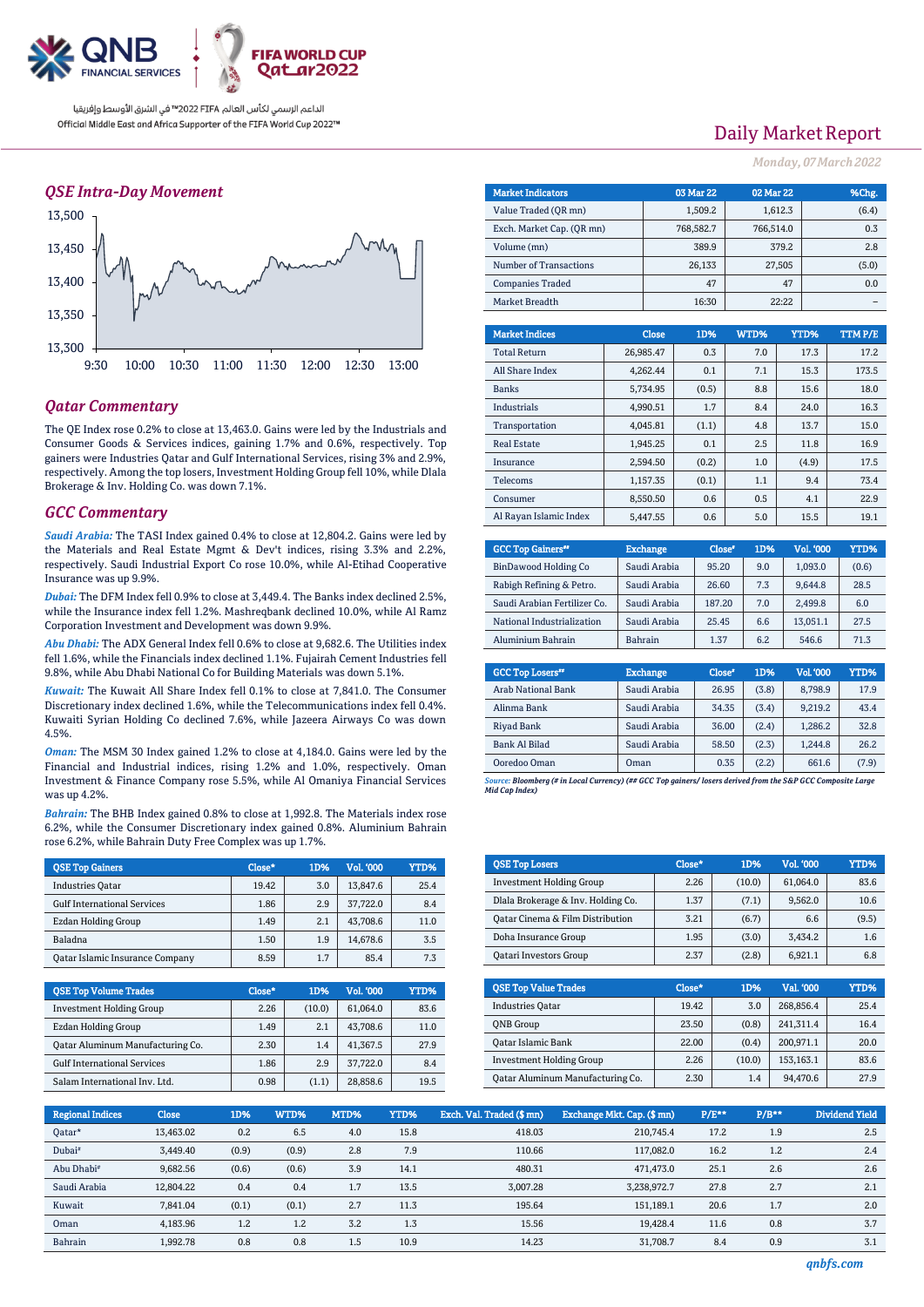QNB FINANCIAL SERVICES | FIFA WORLD CUP Qatar2022

الداعم الرسمي لكأس العالم FIFA 2022™ في الشرق الأوسط وإفريقيا
Official Middle East and Africa Supporter of the FIFA World Cup 2022™

# Daily Market Report

*Monday, 07 March 2022*

## QSE Intra-Day Movement

## Qatar Commentary

The QE Index rose 0.2% to close at 13,463.0. Gains were led by the Industrials and Consumer Goods & Services indices, gaining 1.7% and 0.6%, respectively. Top gainers were Industries Qatar and Gulf International Services, rising 3% and 2.9%, respectively. Among the top losers, Investment Holding Group fell 10%, while Dlala Brokerage & Inv. Holding Co. was down 7.1%.

## GCC Commentary

***Saudi Arabia:*** The TASI Index gained 0.4% to close at 12,804.2. Gains were led by the Materials and Real Estate Mgmt & Dev't indices, rising 3.3% and 2.2%, respectively. Saudi Industrial Export Co rose 10.0%, while Al-Etihad Cooperative Insurance was up 9.9%.

***Dubai:*** The DFM Index fell 0.9% to close at 3,449.4. The Banks index declined 2.5%, while the Insurance index fell 1.2%. Mashreqbank declined 10.0%, while Al Ramz Corporation Investment and Development was down 9.9%.

***Abu Dhabi:*** The ADX General Index fell 0.6% to close at 9,682.6. The Utilities index fell 1.6%, while the Financials index declined 1.1%. Fujairah Cement Industries fell 9.8%, while Abu Dhabi National Co for Building Materials was down 5.1%.

***Kuwait:*** The Kuwait All Share Index fell 0.1% to close at 7,841.0. The Consumer Discretionary index declined 1.6%, while the Telecommunications index fell 0.4%. Kuwaiti Syrian Holding Co declined 7.6%, while Jazeera Airways Co was down 4.5%.

***Oman:*** The MSM 30 Index gained 1.2% to close at 4,184.0. Gains were led by the Financial and Industrial indices, rising 1.2% and 1.0%, respectively. Oman Investment & Finance Company rose 5.5%, while Al Omaniya Financial Services was up 4.2%.

***Bahrain:*** The BHB Index gained 0.8% to close at 1,992.8. The Materials index rose 6.2%, while the Consumer Discretionary index gained 0.8%. Aluminium Bahrain rose 6.2%, while Bahrain Duty Free Complex was up 1.7%.

| Market Indicators | 03 Mar 22 | 02 Mar 22 | %Chg. |
|---|---|---|---|
| Value Traded (QR mn) | 1,509.2 | 1,612.3 | (6.4) |
| Exch. Market Cap. (QR mn) | 768,582.7 | 766,514.0 | 0.3 |
| Volume (mn) | 389.9 | 379.2 | 2.8 |
| Number of Transactions | 26,133 | 27,505 | (5.0) |
| Companies Traded | 47 | 47 | 0.0 |
| Market Breadth | 16:30 | 22:22 | – |

| Market Indices | Close | 1D% | WTD% | YTD% | TTM P/E |
|---|---|---|---|---|---|
| Total Return | 26,985.47 | 0.3 | 7.0 | 17.3 | 17.2 |
| All Share Index | 4,262.44 | 0.1 | 7.1 | 15.3 | 173.5 |
| Banks | 5,734.95 | (0.5) | 8.8 | 15.6 | 18.0 |
| Industrials | 4,990.51 | 1.7 | 8.4 | 24.0 | 16.3 |
| Transportation | 4,045.81 | (1.1) | 4.8 | 13.7 | 15.0 |
| Real Estate | 1,945.25 | 0.1 | 2.5 | 11.8 | 16.9 |
| Insurance | 2,594.50 | (0.2) | 1.0 | (4.9) | 17.5 |
| Telecoms | 1,157.35 | (0.1) | 1.1 | 9.4 | 73.4 |
| Consumer | 8,550.50 | 0.6 | 0.5 | 4.1 | 22.9 |
| Al Rayan Islamic Index | 5,447.55 | 0.6 | 5.0 | 15.5 | 19.1 |

| GCC Top Gainers## | Exchange | Close# | 1D% | Vol. '000 | YTD% |
|---|---|---|---|---|---|
| BinDawood Holding Co | Saudi Arabia | 95.20 | 9.0 | 1,093.0 | (0.6) |
| Rabigh Refining & Petro. | Saudi Arabia | 26.60 | 7.3 | 9,644.8 | 28.5 |
| Saudi Arabian Fertilizer Co. | Saudi Arabia | 187.20 | 7.0 | 2,499.8 | 6.0 |
| National Industrialization | Saudi Arabia | 25.45 | 6.6 | 13,051.1 | 27.5 |
| Aluminium Bahrain | Bahrain | 1.37 | 6.2 | 546.6 | 71.3 |

| GCC Top Losers## | Exchange | Close# | 1D% | Vol. '000 | YTD% |
|---|---|---|---|---|---|
| Arab National Bank | Saudi Arabia | 26.95 | (3.8) | 8,798.9 | 17.9 |
| Alinma Bank | Saudi Arabia | 34.35 | (3.4) | 9,219.2 | 43.4 |
| Riyad Bank | Saudi Arabia | 36.00 | (2.4) | 1,286.2 | 32.8 |
| Bank Al Bilad | Saudi Arabia | 58.50 | (2.3) | 1,244.8 | 26.2 |
| Ooredoo Oman | Oman | 0.35 | (2.2) | 661.6 | (7.9) |

*Source: Bloomberg (# in Local Currency) (## GCC Top gainers/ losers derived from the S&P GCC Composite Large Mid Cap Index)*

| QSE Top Gainers | Close* | 1D% | Vol. '000 | YTD% |
|---|---|---|---|---|
| Industries Qatar | 19.42 | 3.0 | 13,847.6 | 25.4 |
| Gulf International Services | 1.86 | 2.9 | 37,722.0 | 8.4 |
| Ezdan Holding Group | 1.49 | 2.1 | 43,708.6 | 11.0 |
| Baladna | 1.50 | 1.9 | 14,678.6 | 3.5 |
| Qatar Islamic Insurance Company | 8.59 | 1.7 | 85.4 | 7.3 |

| QSE Top Losers | Close* | 1D% | Vol. '000 | YTD% |
|---|---|---|---|---|
| Investment Holding Group | 2.26 | (10.0) | 61,064.0 | 83.6 |
| Dlala Brokerage & Inv. Holding Co. | 1.37 | (7.1) | 9,562.0 | 10.6 |
| Qatar Cinema & Film Distribution | 3.21 | (6.7) | 6.6 | (9.5) |
| Doha Insurance Group | 1.95 | (3.0) | 3,434.2 | 1.6 |
| Qatari Investors Group | 2.37 | (2.8) | 6,921.1 | 6.8 |

| QSE Top Volume Trades | Close* | 1D% | Vol. '000 | YTD% |
|---|---|---|---|---|
| Investment Holding Group | 2.26 | (10.0) | 61,064.0 | 83.6 |
| Ezdan Holding Group | 1.49 | 2.1 | 43,708.6 | 11.0 |
| Qatar Aluminum Manufacturing Co. | 2.30 | 1.4 | 41,367.5 | 27.9 |
| Gulf International Services | 1.86 | 2.9 | 37,722.0 | 8.4 |
| Salam International Inv. Ltd. | 0.98 | (1.1) | 28,858.6 | 19.5 |

| QSE Top Value Trades | Close* | 1D% | Val. '000 | YTD% |
|---|---|---|---|---|
| Industries Qatar | 19.42 | 3.0 | 268,856.4 | 25.4 |
| QNB Group | 23.50 | (0.8) | 241,311.4 | 16.4 |
| Qatar Islamic Bank | 22.00 | (0.4) | 200,971.1 | 20.0 |
| Investment Holding Group | 2.26 | (10.0) | 153,163.1 | 83.6 |
| Qatar Aluminum Manufacturing Co. | 2.30 | 1.4 | 94,470.6 | 27.9 |

| Regional Indices | Close | 1D% | WTD% | MTD% | YTD% | Exch. Val. Traded ($ mn) | Exchange Mkt. Cap. ($ mn) | P/E** | P/B** | Dividend Yield |
|---|---|---|---|---|---|---|---|---|---|---|
| Qatar* | 13,463.02 | 0.2 | 6.5 | 4.0 | 15.8 | 418.03 | 210,745.4 | 17.2 | 1.9 | 2.5 |
| Dubai# | 3,449.40 | (0.9) | (0.9) | 2.8 | 7.9 | 110.66 | 117,082.0 | 16.2 | 1.2 | 2.4 |
| Abu Dhabi# | 9,682.56 | (0.6) | (0.6) | 3.9 | 14.1 | 480.31 | 471,473.0 | 25.1 | 2.6 | 2.6 |
| Saudi Arabia | 12,804.22 | 0.4 | 0.4 | 1.7 | 13.5 | 3,007.28 | 3,238,972.7 | 27.8 | 2.7 | 2.1 |
| Kuwait | 7,841.04 | (0.1) | (0.1) | 2.7 | 11.3 | 195.64 | 151,189.1 | 20.6 | 1.7 | 2.0 |
| Oman | 4,183.96 | 1.2 | 1.2 | 3.2 | 1.3 | 15.56 | 19,428.4 | 11.6 | 0.8 | 3.7 |
| Bahrain | 1,992.78 | 0.8 | 0.8 | 1.5 | 10.9 | 14.23 | 31,708.7 | 8.4 | 0.9 | 3.1 |

qnbfs.com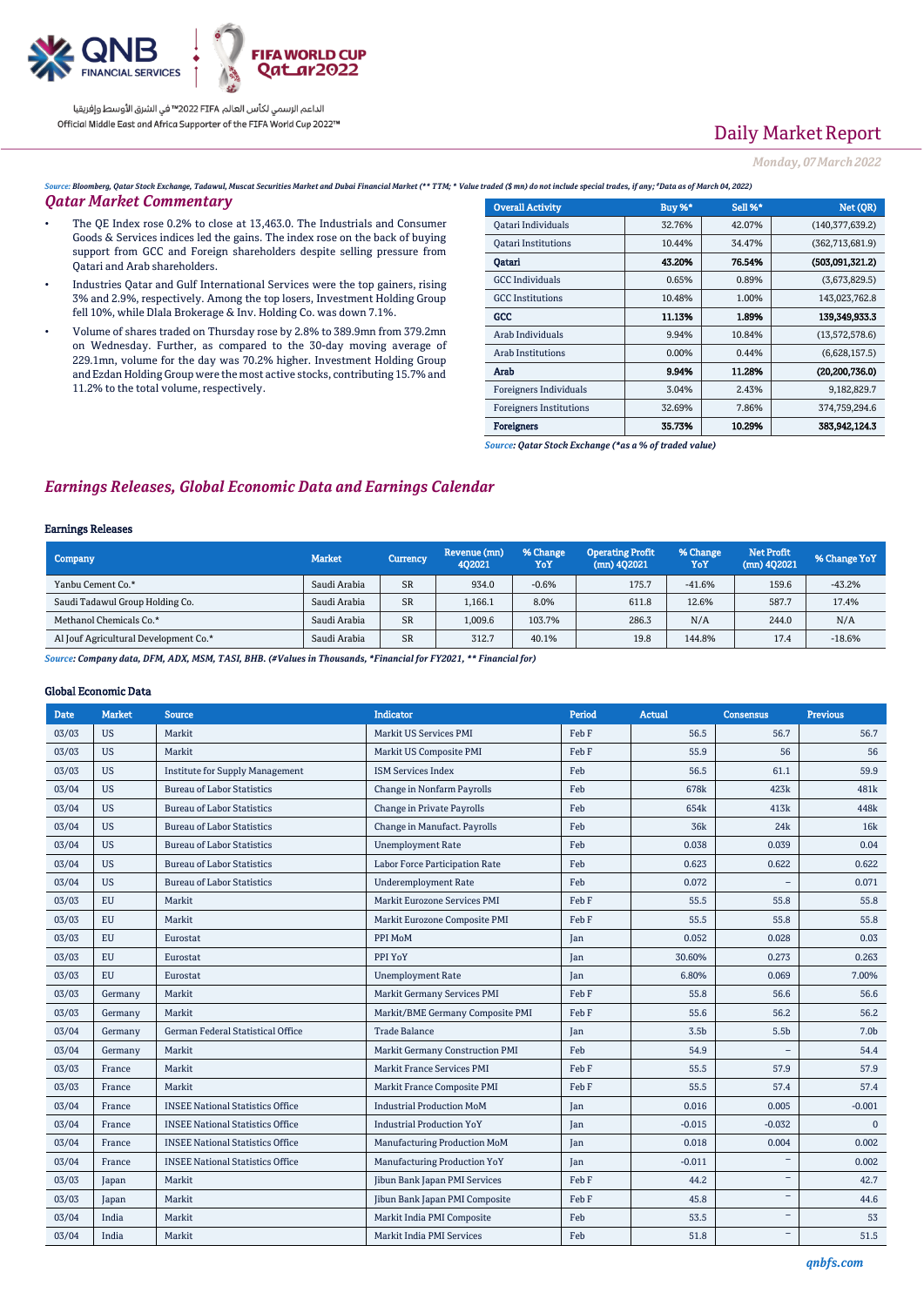Daily Market Report

*Monday, 07 March 2022*

*Source: Bloomberg, Qatar Stock Exchange, Tadawul, Muscat Securities Market and Dubai Financial Market (** TTM; * Value traded ($ mn) do not include special trades, if any; *Data as of March 04, 2022)*

## Qatar Market Commentary

- The QE Index rose 0.2% to close at 13,463.0. The Industrials and Consumer Goods & Services indices led the gains. The index rose on the back of buying support from GCC and Foreign shareholders despite selling pressure from Qatari and Arab shareholders.
- Industries Qatar and Gulf International Services were the top gainers, rising 3% and 2.9%, respectively. Among the top losers, Investment Holding Group fell 10%, while Dlala Brokerage & Inv. Holding Co. was down 7.1%.
- Volume of shares traded on Thursday rose by 2.8% to 389.9mn from 379.2mn on Wednesday. Further, as compared to the 30-day moving average of 229.1mn, volume for the day was 70.2% higher. Investment Holding Group and Ezdan Holding Group were the most active stocks, contributing 15.7% and 11.2% to the total volume, respectively.

| Overall Activity | Buy %* | Sell %* | Net (QR) |
|---|---|---|---|
| Qatari Individuals | 32.76% | 42.07% | (140,377,639.2) |
| Qatari Institutions | 10.44% | 34.47% | (362,713,681.9) |
| **Qatari** | **43.20%** | **76.54%** | **(503,091,321.2)** |
| GCC Individuals | 0.65% | 0.89% | (3,673,829.5) |
| GCC Institutions | 10.48% | 1.00% | 143,023,762.8 |
| **GCC** | **11.13%** | **1.89%** | **139,349,933.3** |
| Arab Individuals | 9.94% | 10.84% | (13,572,578.6) |
| Arab Institutions | 0.00% | 0.44% | (6,628,157.5) |
| **Arab** | **9.94%** | **11.28%** | **(20,200,736.0)** |
| Foreigners Individuals | 3.04% | 2.43% | 9,182,829.7 |
| Foreigners Institutions | 32.69% | 7.86% | 374,759,294.6 |
| **Foreigners** | **35.73%** | **10.29%** | **383,942,124.3** |

*Source: Qatar Stock Exchange (*as a % of traded value)*

## Earnings Releases, Global Economic Data and Earnings Calendar

### Earnings Releases

| Company | Market | Currency | Revenue (mn) 4Q2021 | % Change YoY | Operating Profit (mn) 4Q2021 | % Change YoY | Net Profit (mn) 4Q2021 | % Change YoY |
|---|---|---|---|---|---|---|---|---|
| Yanbu Cement Co.* | Saudi Arabia | SR | 934.0 | -0.6% | 175.7 | -41.6% | 159.6 | -43.2% |
| Saudi Tadawul Group Holding Co. | Saudi Arabia | SR | 1,166.1 | 8.0% | 611.8 | 12.6% | 587.7 | 17.4% |
| Methanol Chemicals Co.* | Saudi Arabia | SR | 1,009.6 | 103.7% | 286.3 | N/A | 244.0 | N/A |
| Al Jouf Agricultural Development Co.* | Saudi Arabia | SR | 312.7 | 40.1% | 19.8 | 144.8% | 17.4 | -18.6% |

*Source: Company data, DFM, ADX, MSM, TASI, BHB. (#Values in Thousands, *Financial for FY2021, ** Financial for)*

### Global Economic Data

| Date | Market | Source | Indicator | Period | Actual | Consensus | Previous |
|---|---|---|---|---|---|---|---|
| 03/03 | US | Markit | Markit US Services PMI | Feb F | 56.5 | 56.7 | 56.7 |
| 03/03 | US | Markit | Markit US Composite PMI | Feb F | 55.9 | 56 | 56 |
| 03/03 | US | Institute for Supply Management | ISM Services Index | Feb | 56.5 | 61.1 | 59.9 |
| 03/04 | US | Bureau of Labor Statistics | Change in Nonfarm Payrolls | Feb | 678k | 423k | 481k |
| 03/04 | US | Bureau of Labor Statistics | Change in Private Payrolls | Feb | 654k | 413k | 448k |
| 03/04 | US | Bureau of Labor Statistics | Change in Manufact. Payrolls | Feb | 36k | 24k | 16k |
| 03/04 | US | Bureau of Labor Statistics | Unemployment Rate | Feb | 0.038 | 0.039 | 0.04 |
| 03/04 | US | Bureau of Labor Statistics | Labor Force Participation Rate | Feb | 0.623 | 0.622 | 0.622 |
| 03/04 | US | Bureau of Labor Statistics | Underemployment Rate | Feb | 0.072 | – | 0.071 |
| 03/03 | EU | Markit | Markit Eurozone Services PMI | Feb F | 55.5 | 55.8 | 55.8 |
| 03/03 | EU | Markit | Markit Eurozone Composite PMI | Feb F | 55.5 | 55.8 | 55.8 |
| 03/03 | EU | Eurostat | PPI MoM | Jan | 0.052 | 0.028 | 0.03 |
| 03/03 | EU | Eurostat | PPI YoY | Jan | 30.60% | 0.273 | 0.263 |
| 03/03 | EU | Eurostat | Unemployment Rate | Jan | 6.80% | 0.069 | 7.00% |
| 03/03 | Germany | Markit | Markit Germany Services PMI | Feb F | 55.8 | 56.6 | 56.6 |
| 03/03 | Germany | Markit | Markit/BME Germany Composite PMI | Feb F | 55.6 | 56.2 | 56.2 |
| 03/04 | Germany | German Federal Statistical Office | Trade Balance | Jan | 3.5b | 5.5b | 7.0b |
| 03/04 | Germany | Markit | Markit Germany Construction PMI | Feb | 54.9 | – | 54.4 |
| 03/03 | France | Markit | Markit France Services PMI | Feb F | 55.5 | 57.9 | 57.9 |
| 03/03 | France | Markit | Markit France Composite PMI | Feb F | 55.5 | 57.4 | 57.4 |
| 03/04 | France | INSEE National Statistics Office | Industrial Production MoM | Jan | 0.016 | 0.005 | -0.001 |
| 03/04 | France | INSEE National Statistics Office | Industrial Production YoY | Jan | -0.015 | -0.032 | 0 |
| 03/04 | France | INSEE National Statistics Office | Manufacturing Production MoM | Jan | 0.018 | 0.004 | 0.002 |
| 03/04 | France | INSEE National Statistics Office | Manufacturing Production YoY | Jan | -0.011 | – | 0.002 |
| 03/03 | Japan | Markit | Jibun Bank Japan PMI Services | Feb F | 44.2 | – | 42.7 |
| 03/03 | Japan | Markit | Jibun Bank Japan PMI Composite | Feb F | 45.8 | – | 44.6 |
| 03/04 | India | Markit | Markit India PMI Composite | Feb | 53.5 | – | 53 |
| 03/04 | India | Markit | Markit India PMI Services | Feb | 51.8 | – | 51.5 |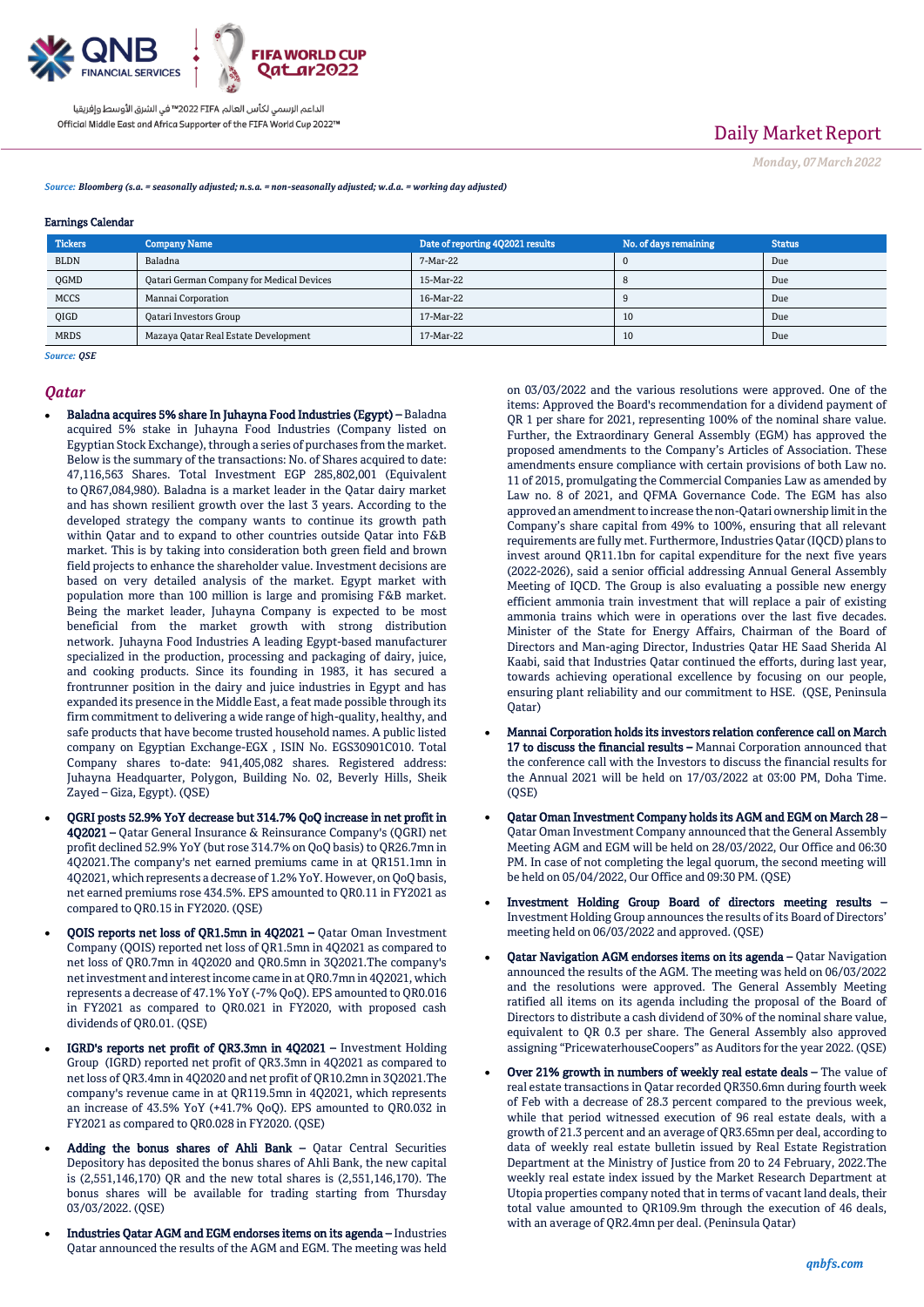Source: *Bloomberg (s.a. = seasonally adjusted; n.s.a. = non-seasonally adjusted; w.d.a. = working day adjusted)*

**Earnings Calendar**

| Tickers | Company Name | Date of reporting 4Q2021 results | No. of days remaining | Status |
|---|---|---|---|---|
| BLDN | Baladna | 7-Mar-22 | 0 | Due |
| QGMD | Qatari German Company for Medical Devices | 15-Mar-22 | 8 | Due |
| MCCS | Mannai Corporation | 16-Mar-22 | 9 | Due |
| QIGD | Qatari Investors Group | 17-Mar-22 | 10 | Due |
| MRDS | Mazaya Qatar Real Estate Development | 17-Mar-22 | 10 | Due |

*Source: QSE*

## Qatar

- **Baladna acquires 5% share In Juhayna Food Industries (Egypt) –** Baladna acquired 5% stake in Juhayna Food Industries (Company listed on Egyptian Stock Exchange), through a series of purchases from the market. Below is the summary of the transactions: No. of Shares acquired to date: 47,116,563 Shares. Total Investment EGP 285,802,001 (Equivalent to QR67,084,980). Baladna is a market leader in the Qatar dairy market and has shown resilient growth over the last 3 years. According to the developed strategy the company wants to continue its growth path within Qatar and to expand to other countries outside Qatar into F&B market. This is by taking into consideration both green field and brown field projects to enhance the shareholder value. Investment decisions are based on very detailed analysis of the market. Egypt market with population more than 100 million is large and promising F&B market. Being the market leader, Juhayna Company is expected to be most beneficial from the market growth with strong distribution network. Juhayna Food Industries A leading Egypt-based manufacturer specialized in the production, processing and packaging of dairy, juice, and cooking products. Since its founding in 1983, it has secured a frontrunner position in the dairy and juice industries in Egypt and has expanded its presence in the Middle East, a feat made possible through its firm commitment to delivering a wide range of high-quality, healthy, and safe products that have become trusted household names. A public listed company on Egyptian Exchange-EGX , ISIN No. EGS30901C010. Total Company shares to-date: 941,405,082 shares. Registered address: Juhayna Headquarter, Polygon, Building No. 02, Beverly Hills, Sheik Zayed – Giza, Egypt). (QSE)

- **QGRI posts 52.9% YoY decrease but 314.7% QoQ increase in net profit in 4Q2021 –** Qatar General Insurance & Reinsurance Company's (QGRI) net profit declined 52.9% YoY (but rose 314.7% on QoQ basis) to QR26.7mn in 4Q2021.The company's net earned premiums came in at QR151.1mn in 4Q2021, which represents a decrease of 1.2% YoY. However, on QoQ basis, net earned premiums rose 434.5%. EPS amounted to QR0.11 in FY2021 as compared to QR0.15 in FY2020. (QSE)

- **QOIS reports net loss of QR1.5mn in 4Q2021 –** Qatar Oman Investment Company (QOIS) reported net loss of QR1.5mn in 4Q2021 as compared to net loss of QR0.7mn in 4Q2020 and QR0.5mn in 3Q2021.The company's net investment and interest income came in at QR0.7mn in 4Q2021, which represents a decrease of 47.1% YoY (-7% QoQ). EPS amounted to QR0.016 in FY2021 as compared to QR0.021 in FY2020, with proposed cash dividends of QR0.01. (QSE)

- **IGRD's reports net profit of QR3.3mn in 4Q2021 –** Investment Holding Group (IGRD) reported net profit of QR3.3mn in 4Q2021 as compared to net loss of QR3.4mn in 4Q2020 and net profit of QR10.2mn in 3Q2021.The company's revenue came in at QR119.5mn in 4Q2021, which represents an increase of 43.5% YoY (+41.7% QoQ). EPS amounted to QR0.032 in FY2021 as compared to QR0.028 in FY2020. (QSE)

- **Adding the bonus shares of Ahli Bank –** Qatar Central Securities Depository has deposited the bonus shares of Ahli Bank, the new capital is (2,551,146,170) QR and the new total shares is (2,551,146,170). The bonus shares will be available for trading starting from Thursday 03/03/2022. (QSE)

- **Industries Qatar AGM and EGM endorses items on its agenda –** Industries Qatar announced the results of the AGM and EGM. The meeting was held on 03/03/2022 and the various resolutions were approved. One of the items: Approved the Board's recommendation for a dividend payment of QR 1 per share for 2021, representing 100% of the nominal share value. Further, the Extraordinary General Assembly (EGM) has approved the proposed amendments to the Company's Articles of Association. These amendments ensure compliance with certain provisions of both Law no. 11 of 2015, promulgating the Commercial Companies Law as amended by Law no. 8 of 2021, and QFMA Governance Code. The EGM has also approved an amendment to increase the non-Qatari ownership limit in the Company's share capital from 49% to 100%, ensuring that all relevant requirements are fully met. Furthermore, Industries Qatar (IQCD) plans to invest around QR11.1bn for capital expenditure for the next five years (2022-2026), said a senior official addressing Annual General Assembly Meeting of IQCD. The Group is also evaluating a possible new energy efficient ammonia train investment that will replace a pair of existing ammonia trains which were in operations over the last five decades. Minister of the State for Energy Affairs, Chairman of the Board of Directors and Man-aging Director, Industries Qatar HE Saad Sherida Al Kaabi, said that Industries Qatar continued the efforts, during last year, towards achieving operational excellence by focusing on our people, ensuring plant reliability and our commitment to HSE. (QSE, Peninsula Qatar)

- **Mannai Corporation holds its investors relation conference call on March 17 to discuss the financial results –** Mannai Corporation announced that the conference call with the Investors to discuss the financial results for the Annual 2021 will be held on 17/03/2022 at 03:00 PM, Doha Time. (QSE)

- **Qatar Oman Investment Company holds its AGM and EGM on March 28 –** Qatar Oman Investment Company announced that the General Assembly Meeting AGM and EGM will be held on 28/03/2022, Our Office and 06:30 PM. In case of not completing the legal quorum, the second meeting will be held on 05/04/2022, Our Office and 09:30 PM. (QSE)

- **Investment Holding Group Board of directors meeting results –** Investment Holding Group announces the results of its Board of Directors' meeting held on 06/03/2022 (QSE)

- **Qatar Navigation AGM endorses items on its agenda –** Qatar Navigation announced the results of the AGM. The meeting was held on 06/03/2022 and the resolutions were approved. The General Assembly Meeting ratified all items on its agenda including the proposal of the Board of Directors to distribute a cash dividend of 30% of the nominal share value, equivalent to QR 0.3 per share. The General Assembly also approved assigning "PricewaterhouseCoopers" as Auditors for the year 2022. (QSE)

- **Over 21% growth in numbers of weekly real estate deals –** The value of real estate transactions in Qatar recorded QR350.6mn during fourth week of Feb with a decrease of 28.3 percent compared to the previous week, while that period witnessed execution of 96 real estate deals, with a growth of 21.3 percent and an average of QR3.65mn per deal, according to data of weekly real estate bulletin issued by Real Estate Registration Department at the Ministry of Justice from 20 to 24 February, 2022.The weekly real estate index issued by the Market Research Department at Utopia properties company noted that in terms of vacant land deals, their total value amounted to QR109.9m through the execution of 46 deals, with an average of QR2.4mn per deal. (Peninsula Qatar)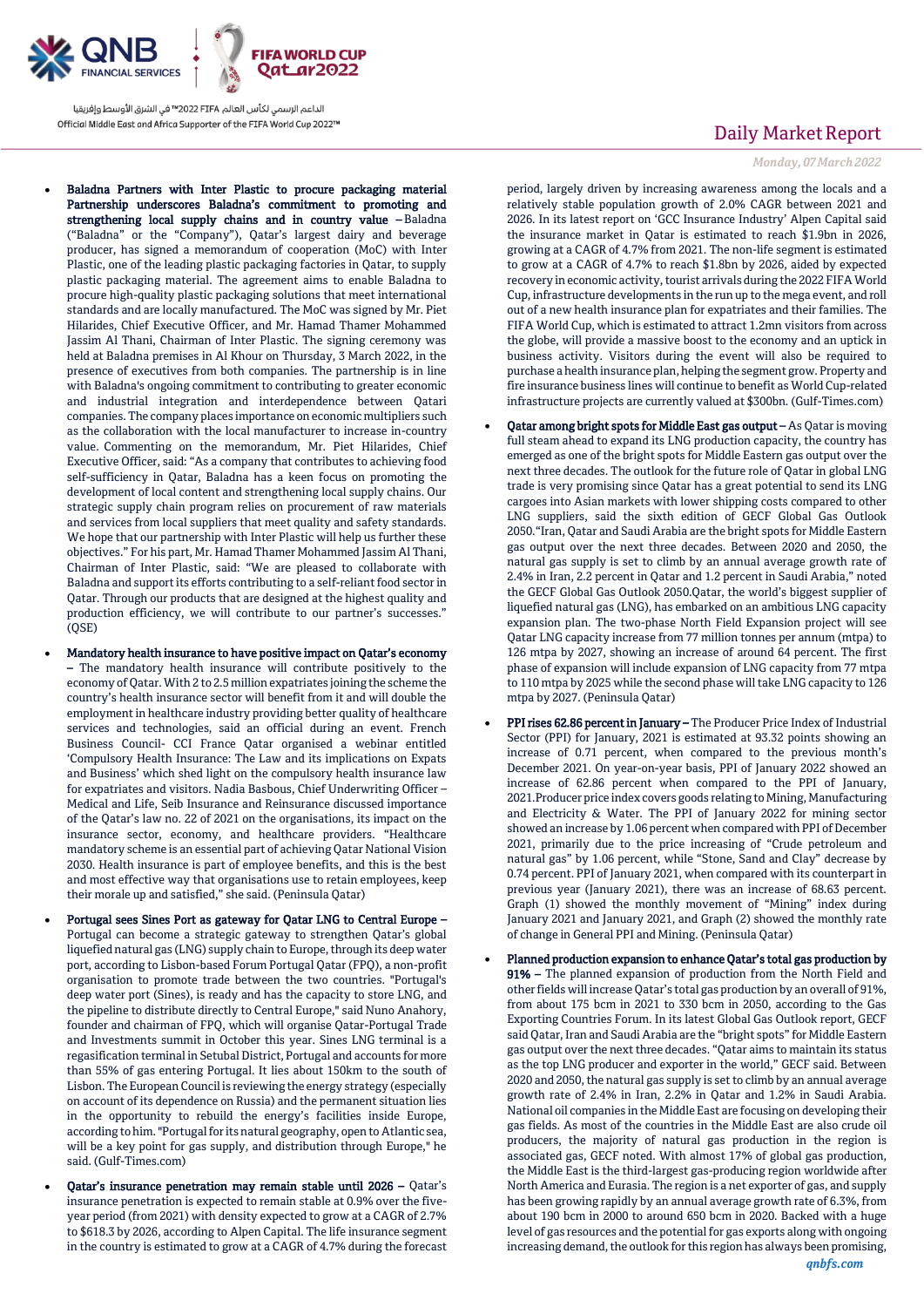- **Baladna Partners with Inter Plastic to procure packaging material Partnership underscores Baladna's commitment to promoting and strengthening local supply chains and in country value** – Baladna ("Baladna" or the "Company"), Qatar's largest dairy and beverage producer, has signed a memorandum of cooperation (MoC) with Inter Plastic, one of the leading plastic packaging factories in Qatar, to supply plastic packaging material. The agreement aims to enable Baladna to procure high-quality plastic packaging solutions that meet international standards and are locally manufactured. The MoC was signed by Mr. Piet Hilarides, Chief Executive Officer, and Mr. Hamad Thamer Mohammed Jassim Al Thani, Chairman of Inter Plastic. The signing ceremony was held at Baladna premises in Al Khour on Thursday, 3 March 2022, in the presence of executives from both companies. The partnership is in line with Baladna's ongoing commitment to contributing to greater economic and industrial integration and interdependence between Qatari companies. The company places importance on economic multipliers such as the collaboration with the local manufacturer to increase in-country value. Commenting on the memorandum, Mr. Piet Hilarides, Chief Executive Officer, said: "As a company that contributes to achieving food self-sufficiency in Qatar, Baladna has a keen focus on promoting the development of local content and strengthening local supply chains. Our strategic supply chain program relies on procurement of raw materials and services from local suppliers that meet quality and safety standards. We hope that our partnership with Inter Plastic will help us further these objectives." For his part, Mr. Hamad Thamer Mohammed Jassim Al Thani, Chairman of Inter Plastic, said: "We are pleased to collaborate with Baladna and support its efforts contributing to a self-reliant food sector in Qatar. Through our products that are designed at the highest quality and production efficiency, we will contribute to our partner's successes." (QSE)

- **Mandatory health insurance to have positive impact on Qatar's economy** – The mandatory health insurance will contribute positively to the economy of Qatar. With 2 to 2.5 million expatriates joining the scheme the country's health insurance sector will benefit from it and will double the employment in healthcare industry providing better quality of healthcare services and technologies, said an official during an event. French Business Council- CCI France Qatar organised a webinar entitled 'Compulsory Health Insurance: The Law and its implications on Expats and Business' which shed light on the compulsory health insurance law for expatriates and visitors. Nadia Basbous, Chief Underwriting Officer – Medical and Life, Seib Insurance and Reinsurance discussed importance of the Qatar's law no. 22 of 2021 on the organisations, its impact on the insurance sector, economy, and healthcare providers. "Healthcare mandatory scheme is an essential part of achieving Qatar National Vision 2030. Health insurance is part of employee benefits, and this is the best and most effective way that organisations use to retain employees, keep their morale up and satisfied," she said. (Peninsula Qatar)

- **Portugal sees Sines Port as gateway for Qatar LNG to Central Europe** – Portugal can become a strategic gateway to strengthen Qatar's global liquefied natural gas (LNG) supply chain to Europe, through its deep water port, according to Lisbon-based Forum Portugal Qatar (FPQ), a non-profit organisation to promote trade between the two countries. "Portugal's deep water port (Sines), is ready and has the capacity to store LNG, and the pipeline to distribute directly to Central Europe," said Nuno Anahory, founder and chairman of FPQ, which will organise Qatar-Portugal Trade and Investments summit in October this year. Sines LNG terminal is a regasification terminal in Setubal District, Portugal and accounts for more than 55% of gas entering Portugal. It lies about 150km to the south of Lisbon. The European Council is reviewing the energy strategy (especially on account of its dependence on Russia) and the permanent situation lies in the opportunity to rebuild the energy's facilities inside Europe, according to him. "Portugal for its natural geography, open to Atlantic sea, will be a key point for gas supply, and distribution through Europe," he said. (Gulf-Times.com)

- **Qatar's insurance penetration may remain stable until 2026** – Qatar's insurance penetration is expected to remain stable at 0.9% over the five-year period (from 2021) with density expected to grow at a CAGR of 2.7% to $618.3 by 2026, according to Alpen Capital. The life insurance segment in the country is estimated to grow at a CAGR of 4.7% during the forecast period, largely driven by increasing awareness among the locals and a relatively stable population growth of 2.0% CAGR between 2021 and 2026. In its latest report on 'GCC Insurance Industry' Alpen Capital said the insurance market in Qatar is estimated to reach $1.9bn in 2026, growing at a CAGR of 4.7% from 2021. The non-life segment is estimated to grow at a CAGR of 4.7% to reach $1.8bn by 2026, aided by expected recovery in economic activity, tourist arrivals during the 2022 FIFA World Cup, infrastructure developments in the run up to the mega event, and roll out of a new health insurance plan for expatriates and their families. The FIFA World Cup, which is estimated to attract 1.2mn visitors from across the globe, will provide a massive boost to the economy and an uptick in business activity. Visitors during the event will also be required to purchase a health insurance plan, helping the segment grow. Property and fire insurance business lines will continue to benefit as World Cup-related infrastructure projects are currently valued at $300bn. (Gulf-Times.com)

- **Qatar among bright spots for Middle East gas output** – As Qatar is moving full steam ahead to expand its LNG production capacity, the country has emerged as one of the bright spots for Middle Eastern gas output over the next three decades. The outlook for the future role of Qatar in global LNG trade is very promising since Qatar has a great potential to send its LNG cargoes into Asian markets with lower shipping costs compared to other LNG suppliers, said the sixth edition of GECF Global Gas Outlook 2050."Iran, Qatar and Saudi Arabia are the bright spots for Middle Eastern gas output over the next three decades. Between 2020 and 2050, the natural gas supply is set to climb by an annual average growth rate of 2.4% in Iran, 2.2 percent in Qatar and 1.2 percent in Saudi Arabia," noted the GECF Global Gas Outlook 2050.Qatar, the world's biggest supplier of liquefied natural gas (LNG), has embarked on an ambitious LNG capacity expansion plan. The two-phase North Field Expansion project will see Qatar LNG capacity increase from 77 million tonnes per annum (mtpa) to 126 mtpa by 2027, showing an increase of around 64 percent. The first phase of expansion will include expansion of LNG capacity from 77 mtpa to 110 mtpa by 2025 while the second phase will take LNG capacity to 126 mtpa by 2027. (Peninsula Qatar)

- **PPI rises 62.86 percent in January** – The Producer Price Index of Industrial Sector (PPI) for January, 2021 is estimated at 93.32 points showing an increase of 0.71 percent, when compared to the previous month's December 2021. On year-on-year basis, PPI of January 2022 showed an increase of 62.86 percent when compared to the PPI of January, 2021.Producer price index covers goods relating to Mining, Manufacturing and Electricity & Water. The PPI of January 2022 for mining sector showed an increase by 1.06 percent when compared with PPI of December 2021, primarily due to the price increasing of "Crude petroleum and natural gas" by 1.06 percent, while "Stone, Sand and Clay" decrease by 0.74 percent. PPI of January 2021, when compared with its counterpart in previous year (January 2021), there was an increase of 68.63 percent. Graph (1) showed the monthly movement of "Mining" index during January 2021 and January 2021, and Graph (2) showed the monthly rate of change in General PPI and Mining. (Peninsula Qatar)

- **Planned production expansion to enhance Qatar's total gas production by 91%** – The planned expansion of production from the North Field and other fields will increase Qatar's total gas production by an overall of 91%, from about 175 bcm in 2021 to 330 bcm in 2050, according to the Gas Exporting Countries Forum. In its latest Global Gas Outlook report, GECF said Qatar, Iran and Saudi Arabia are the "bright spots" for Middle Eastern gas output over the next three decades. "Qatar aims to maintain its status as the top LNG producer and exporter in the world," GECF said. Between 2020 and 2050, the natural gas supply is set to climb by an annual average growth rate of 2.4% in Iran, 2.2% in Qatar and 1.2% in Saudi Arabia. National oil companies in the Middle East are focusing on developing their gas fields. As the majority of the countries in the Middle East are also oil producers, the majority of natural gas production in the region is associated gas, GECF noted. With almost 17% of global gas production, the Middle East is the third-largest gas-producing region worldwide after North America and Eurasia. The region is a net exporter of gas, and supply has been growing rapidly by an annual average growth rate of 6.3%, from about 190 bcm in 2000 to around 650 bcm in 2020. Backed with a huge level of gas resources and the potential for gas exports along with ongoing increasing demand, the outlook for this region has always been promising,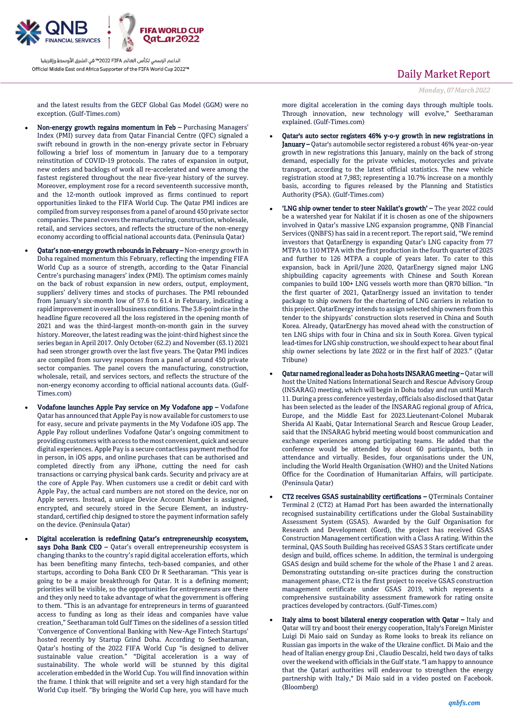and the latest results from the GECF Global Gas Model (GGM) were no exception. (Gulf-Times.com)

- **Non-energy growth regains momentum in Feb –** Purchasing Managers' Index (PMI) survey data from Qatar Financial Centre (QFC) signaled a swift rebound in growth in the non-energy private sector in February following a brief loss of momentum in January due to a temporary reinstitution of COVID-19 protocols. The rates of expansion in output, new orders and backlogs of work all re-accelerated and were among the fastest registered throughout the near five-year history of the survey. Moreover, employment rose for a record seventeenth successive month, and the 12-month outlook improved as firms continued to report opportunities linked to the FIFA World Cup. The Qatar PMI indices are compiled from survey responses from a panel of around 450 private sector companies. The panel covers the manufacturing, construction, wholesale, retail, and services sectors, and reflects the structure of the non-energy economy according to official national accounts data. (Peninsula Qatar)

- **Qatar's non-energy growth rebounds in February –** Non-energy growth in Doha regained momentum this February, reflecting the impending FIFA World Cup as a source of strength, according to the Qatar Financial Centre's purchasing managers' index (PMI). The optimism comes mainly on the back of robust expansion in new orders, output, employment, suppliers' delivery times and stocks of purchases. The PMI rebounded from January's six-month low of 57.6 to 61.4 in February, indicating a rapid improvement in overall business conditions. The 3.8-point rise in the headline figure recovered all the loss registered in the opening month of 2021 and was the third-largest month-on-month gain in the survey history. Moreover, the latest reading was the joint-third highest since the series began in April 2017. Only October (62.2) and November (63.1) 2021 had seen stronger growth over the last five years. The Qatar PMI indices are compiled from survey responses from a panel of around 450 private sector companies. The panel covers the manufacturing, construction, wholesale, retail, and services sectors, and reflects the structure of the non-energy economy according to official national accounts data. (Gulf-Times.com)

- **Vodafone launches Apple Pay service on My Vodafone app –** Vodafone Qatar has announced that Apple Pay is now available for customers to use for easy, secure and private payments in the My Vodafone iOS app. The Apple Pay rollout underlines Vodafone Qatar's ongoing commitment to providing customers with access to the most convenient, quick and secure digital experiences. Apple Pay is a secure contactless payment method for in person, in iOS apps, and online purchases that can be authorised and completed directly from any iPhone, cutting the need for cash transactions or carrying physical bank cards. Security and privacy are at the core of Apple Pay. When customers use a credit or debit card with Apple Pay, the actual card numbers are not stored on the device, nor on Apple servers. Instead, a unique Device Account Number is assigned, encrypted, and securely stored in the Secure Element, an industry-standard, certified chip designed to store the payment information safely on the device. (Peninsula Qatar)

- **Digital acceleration is redefining Qatar's entrepreneurship ecosystem, says Doha Bank CEO –** Qatar's overall entrepreneurship ecosystem is changing thanks to the country's rapid digital acceleration efforts, which has been benefiting many fintechs, tech-based companies, and other startups, according to Doha Bank CEO Dr R Seetharaman. "This year is going to be a major breakthrough for Qatar. It is a defining moment; priorities will be visible, so the opportunities for entrepreneurs are there and they only need to take advantage of what the government is offering to them. "This is an advantage for entrepreneurs in terms of guaranteed access to funding as long as their ideas and companies have value creation," Seetharaman told Gulf Times on the sidelines of a session titled 'Convergence of Conventional Banking with New-Age Fintech Startups' hosted recently by Startup Grind Doha. According to Seetharaman, Qatar's hosting of the 2022 FIFA World Cup "is designed to deliver sustainable value creation." "Digital acceleration is a way of sustainability. The whole world will be stunned by this digital acceleration embedded in the World Cup. You will find innovation within the frame. I think that will reignite and set a very high standard for the World Cup itself. "By bringing the World Cup here, you will have much more digital acceleration in the coming days through multiple tools. Through innovation, new technology will evolve," Seetharaman explained. (Gulf-Times.com)

- **Qatar's auto sector registers 46% y-o-y growth in new registrations in January –** Qatar's automobile sector registered a robust 46% year-on-year growth in new registrations this January, mainly on the back of strong demand, especially for the private vehicles, motorcycles and private transport, according to the latest official statistics. The new vehicle registration stood at 7,983; representing a 10.7% increase on a monthly basis, according to figures released by the Planning and Statistics Authority (PSA). (Gulf-Times.com)

- **'LNG ship owner tender to steer Nakilat's growth' –** The year 2022 could be a watershed year for Nakilat if it is chosen as one of the shipowners involved in Qatar's massive LNG expansion programme, QNB Financial Services (QNBFS) has said in a recent report. The report said, "We remind investors that QatarEnergy is expanding Qatar's LNG capacity from 77 MTPA to 110 MTPA with the first production in the fourth quarter of 2025 and further to 126 MTPA a couple of years later. To cater to this expansion, back in April/June 2020, QatarEnergy signed major LNG shipbuilding capacity agreements with Chinese and South Korean companies to build 100+ LNG vessels worth more than QR70 billion. "In the first quarter of 2021, QatarEnergy issued an invitation to tender package to ship owners for the chartering of LNG carriers in relation to this project. QatarEnergy intends to assign selected ship owners from this tender to the shipyards' construction slots reserved in China and South Korea. Already, QatarEnergy has moved ahead with the construction of ten LNG ships with four in China and six in South Korea. Given typical lead-times for LNG ship construction, we should expect to hear about final ship owner selections by late 2022 or in the first half of 2023." (Qatar Tribune)

- **Qatar named regional leader as Doha hosts INSARAG meeting –** Qatar will host the United Nations International Search and Rescue Advisory Group (INSARAG) meeting, which will begin in Doha today and run until March 11. During a press conference yesterday, officials also disclosed that Qatar has been selected as the leader of the INSARAG regional group of Africa, Europe, and the Middle East for 2023.Lieutenant-Colonel Mubarak Sherida Al Kaabi, Qatar International Search and Rescue Group Leader, said that the INSARAG hybrid meeting would boost communication and exchange experiences among participating teams. He added that the conference would be attended by about 60 participants, both in attendance and virtually. Besides, four organisations under the UN, including the World Health Organisation (WHO) and the United Nations Office for the Coordination of Humanitarian Affairs, will participate. (Peninsula Qatar)

- **CT2 receives GSAS sustainability certifications –** QTerminals Container Terminal 2 (CT2) at Hamad Port has been awarded the internationally recognised sustainability certifications under the Global Sustainability Assessment System (GSAS). Awarded by the Gulf Organisation for Research and Development (Gord), the project has received GSAS Construction Management certification with a Class A rating. Within the terminal, QAS South Building has received GSAS 3 Stars certificate under design and build, offices scheme. In addition, the terminal is undergoing GSAS design and build scheme for the whole of the Phase 1 and 2 areas. Demonstrating outstanding on-site practices during the construction management phase, CT2 is the first project to receive GSAS construction management certificate under GSAS 2019, which represents a comprehensive sustainability assessment framework for rating onsite practices developed by contractors. (Gulf-Times.com)

- **Italy aims to boost bilateral energy cooperation with Qatar –** Italy and Qatar will try and boost their energy cooperation, Italy's Foreign Minister Luigi Di Maio said on Sunday as Rome looks to break its reliance on Russian gas imports in the wake of the Ukraine conflict. Di Maio and the head of Italian energy group Eni , Claudio Descalzi, held two days of talks over the weekend with officials in the Gulf state. "I am happy to announce that the Qatari authorities will endeavour to strengthen the energy partnership with Italy," Di Maio said in a video posted on Facebook. (Bloomberg)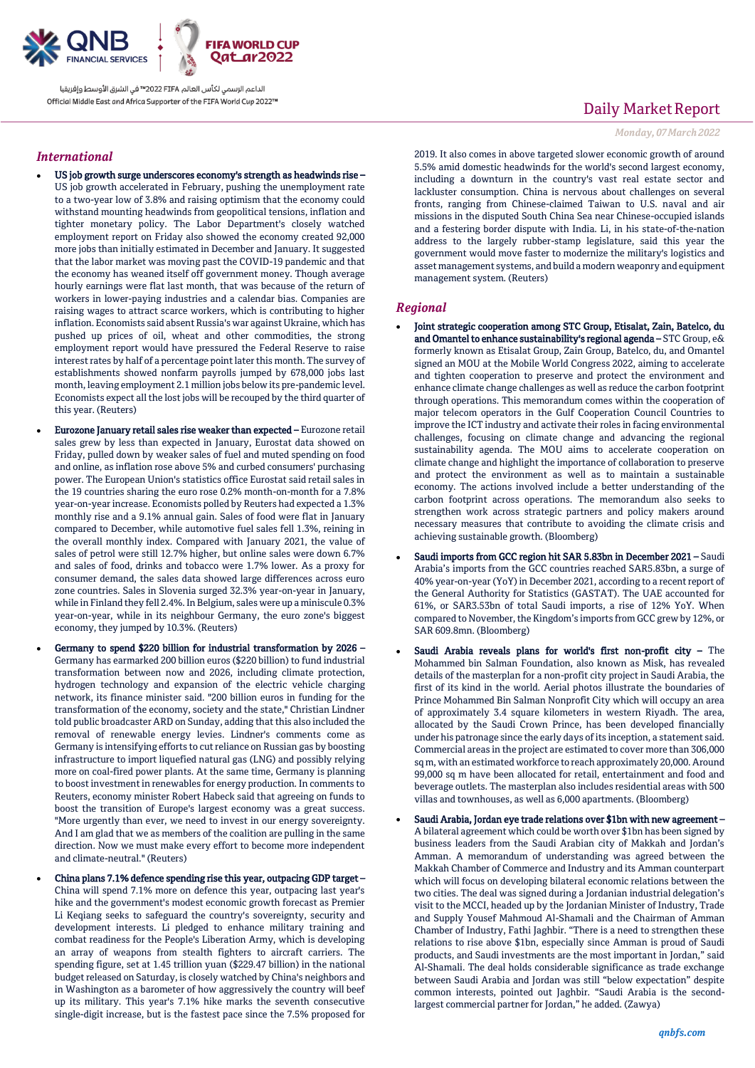## International

- **US job growth surge underscores economy's strength as headwinds rise –** US job growth accelerated in February, pushing the unemployment rate to a two-year low of 3.8% and raising optimism that the economy could withstand mounting headwinds from geopolitical tensions, inflation and tighter monetary policy. The Labor Department's closely watched employment report on Friday also showed the economy created 92,000 more jobs than initially estimated in December and January. It suggested that the labor market was moving past the COVID-19 pandemic and that the economy has weaned itself off government money. Though average hourly earnings were flat last month, that was because of the return of workers in lower-paying industries and a calendar bias. Companies are raising wages to attract scarce workers, which is contributing to higher inflation. Economists said absent Russia's war against Ukraine, which has pushed up prices of oil, wheat and other commodities, the strong employment report would have pressured the Federal Reserve to raise interest rates by half of a percentage point later this month. The survey of establishments showed nonfarm payrolls jumped by 678,000 jobs last month, leaving employment 2.1 million jobs below its pre-pandemic level. Economists expect all the lost jobs will be recouped by the third quarter of this year. (Reuters)

- **Eurozone January retail sales rise weaker than expected –** Eurozone retail sales grew by less than expected in January, Eurostat data showed on Friday, pulled down by weaker sales of fuel and muted spending on food and online, as inflation rose above 5% and curbed consumers' purchasing power. The European Union's statistics office Eurostat said retail sales in the 19 countries sharing the euro rose 0.2% month-on-month for a 7.8% year-on-year increase. Economists polled by Reuters had expected a 1.3% monthly rise and a 9.1% annual gain. Sales of food were flat in January compared to December, while automotive fuel sales fell 1.3%, reining in the overall monthly index. Compared with January 2021, the value of sales of petrol were still 12.7% higher, but online sales were down 6.7% and sales of food, drinks and tobacco were 1.7% lower. As a proxy for consumer demand, the sales data showed large differences across euro zone countries. Sales in Slovenia surged 32.3% year-on-year in January, while in Finland they fell 2.4%. In Belgium, sales were up a miniscule 0.3% year-on-year, while in its neighbour Germany, the euro zone's biggest economy, they jumped by 10.3%. (Reuters)

- **Germany to spend $220 billion for industrial transformation by 2026 –** Germany has earmarked 200 billion euros ($220 billion) to fund industrial transformation between now and 2026, including climate protection, hydrogen technology and expansion of the electric vehicle charging network, its finance minister said. "200 billion euros in funding for the transformation of the economy, society and the state," Christian Lindner told public broadcaster ARD on Sunday, adding that this also included the removal of renewable energy levies. Lindner's comments come as Germany is intensifying efforts to cut reliance on Russian gas by boosting infrastructure to import liquefied natural gas (LNG) and possibly relying more on coal-fired power plants. At the same time, Germany is planning to boost investment in renewables for energy production. In comments to Reuters, economy minister Robert Habeck said that agreeing on funds to boost the transition of Europe's largest economy was a great success. "More urgently than ever, we need to invest in our energy sovereignty. And I am glad that we as members of the coalition are pulling in the same direction. Now we must make every effort to become more independent and climate-neutral." (Reuters)

- **China plans 7.1% defence spending rise this year, outpacing GDP target –** China will spend 7.1% more on defence this year, outpacing last year's hike and the government's modest economic growth forecast as Premier Li Keqiang seeks to safeguard the country's sovereignty, security and development interests. Li pledged to enhance military training and combat readiness for the People's Liberation Army, which is developing an array of weapons from stealth fighters to aircraft carriers. The spending figure, set at 1.45 trillion yuan ($229.47 billion) in the national budget released on Saturday, is closely watched by China's neighbors and in Washington as a barometer of how aggressively the country will beef up its military. This year's 7.1% hike marks the seventh consecutive single-digit increase, but is the fastest pace since the 7.5% proposed for 2019. It also comes in above targeted slower economic growth of around 5.5% amid domestic headwinds for the world's second largest economy, including a downturn in the country's vast real estate sector and lackluster consumption. China is nervous about challenges on several fronts, ranging from Chinese-claimed Taiwan to U.S. naval and air missions in the disputed South China Sea near Chinese-occupied islands and a festering border dispute with India. Li, in his state-of-the-nation address to the largely rubber-stamp legislature, said this year the government would move faster to modernize the military's logistics and asset management systems, and build a modern weaponry and equipment management system. (Reuters)

## Regional

- **Joint strategic cooperation among STC Group, Etisalat, Zain, Batelco, du and Omantel to enhance sustainability's regional agenda –** STC Group, e& formerly known as Etisalat Group, Zain Group, Batelco, du, and Omantel signed an MOU at the Mobile World Congress 2022, aiming to accelerate and tighten cooperation to preserve and protect the environment and enhance climate change challenges as well as reduce the carbon footprint through operations. This memorandum comes within the cooperation of major telecom operators in the Gulf Cooperation Council Countries to improve the ICT industry and activate their roles in facing environmental challenges, focusing on climate change and advancing the regional sustainability agenda. The MOU aims to accelerate cooperation on climate change and highlight the importance of collaboration to preserve and protect the environment as well as to maintain a sustainable economy. The actions involved include a better understanding of the carbon footprint across operations. The memorandum also seeks to strengthen work across strategic partners and policy makers around necessary measures that contribute to avoiding the climate crisis and achieving sustainable growth. (Bloomberg)

- **Saudi imports from GCC region hit SAR 5.83bn in December 2021 –** Saudi Arabia's imports from the GCC countries reached SAR5.83bn, a surge of 40% year-on-year (YoY) in December 2021, according to a recent report of the General Authority for Statistics (GASTAT). The UAE accounted for 61%, or SAR3.53bn of total Saudi imports, a rise of 12% YoY. When compared to November, the Kingdom's imports from GCC grew by 12%, or SAR 609.8mn. (Bloomberg)

- **Saudi Arabia reveals plans for world's first non-profit city –** The Mohammed bin Salman Foundation, also known as Misk, has revealed details of the masterplan for a non-profit city project in Saudi Arabia, the first of its kind in the world. Aerial photos illustrate the boundaries of Prince Mohammed Bin Salman Nonprofit City which will occupy an area of approximately 3.4 square kilometers in western Riyadh. The area, allocated by the Saudi Crown Prince, has been developed financially under his patronage since the early days of its inception, a statement said. Commercial areas in the project are estimated to cover more than 306,000 sq m, with an estimated workforce to reach approximately 20,000. Around 99,000 sq m have been allocated for retail, entertainment and food and beverage outlets. The masterplan also includes residential areas with 500 villas and townhouses, as well as 6,000 apartments. (Bloomberg)

- **Saudi Arabia, Jordan eye trade relations over $1bn with new agreement –** A bilateral agreement which could be worth over $1bn has been signed by business leaders from the Saudi Arabian city of Makkah and Jordan's Amman. A memorandum of understanding was agreed between the Makkah Chamber of Commerce and Industry and its Amman counterpart which will focus on developing bilateral economic relations between the two cities. The deal was signed during a Jordanian industrial delegation's visit to the MCCI, headed up by the Jordanian Minister of Industry, Trade and Supply Yousef Mahmoud Al-Shamali and the Chairman of Amman Chamber of Industry, Fathi Jaghbir. "There is a need to strengthen these relations to rise above $1bn, especially since Amman is proud of Saudi products, and Saudi investments are the most important in Jordan," said Al-Shamali. The deal holds considerable significance as trade exchange between Saudi Arabia and Jordan was still "below expectation" despite common interests, pointed out Jaghbir. "Saudi Arabia is the second-largest commercial partner for Jordan," he added. (Zawya)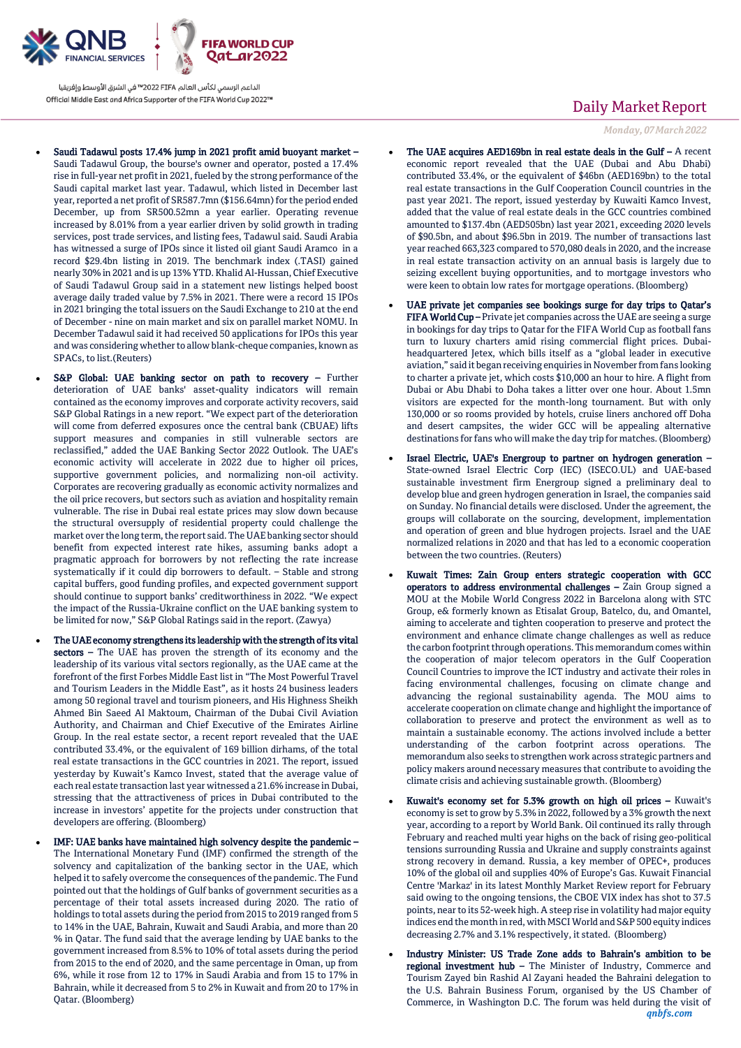- **Saudi Tadawul posts 17.4% jump in 2021 profit amid buoyant market –** Saudi Tadawul Group, the bourse's owner and operator, posted a 17.4% rise in full-year net profit in 2021, fueled by the strong performance of the Saudi capital market last year. Tadawul, which listed in December last year, reported a net profit of SR587.7mn ($156.64mn) for the period ended December, up from SR500.52mn a year earlier. Operating revenue increased by 8.01% from a year earlier driven by solid growth in trading services, post trade services, and listing fees, Tadawul said. Saudi Arabia has witnessed a surge of IPOs since it listed oil giant Saudi Aramco in a record $29.4bn listing in 2019. The benchmark index (.TASI) gained nearly 30% in 2021 and is up 13% YTD. Khalid Al-Hussan, Chief Executive of Saudi Tadawul Group said in a statement new listings helped boost average daily traded value by 7.5% in 2021. There were a record 15 IPOs in 2021 bringing the total issuers on the Saudi Exchange to 210 at the end of December - nine on main market and six on parallel market NOMU. In December Tadawul said it had received 50 applications for IPOs this year and was considering whether to allow blank-cheque companies, known as SPACs, to list.(Reuters)

- **S&P Global: UAE banking sector on path to recovery –** Further deterioration of UAE banks' asset-quality indicators will remain contained as the economy improves and corporate activity recovers, said S&P Global Ratings in a new report. "We expect part of the deterioration will come from deferred exposures once the central bank (CBUAE) lifts support measures and companies in still vulnerable sectors are reclassified," added the UAE Banking Sector 2022 Outlook. The UAE's economic activity will accelerate in 2022 due to higher oil prices, supportive government policies, and normalizing non-oil activity. Corporates are recovering gradually as economic activity normalizes and the oil price recovers, but sectors such as aviation and hospitality remain vulnerable. The rise in Dubai real estate prices may slow down because the structural oversupply of residential property could challenge the market over the long term, the report said. The UAE banking sector should benefit from expected interest rate hikes, assuming banks adopt a pragmatic approach for borrowers by not reflecting the rate increase systematically if it could dip borrowers to default. – Stable and strong capital buffers, good funding profiles, and expected government support should continue to support banks' creditworthiness in 2022. "We expect the impact of the Russia-Ukraine conflict on the UAE banking system to be limited for now," S&P Global Ratings said in the report. (Zawya)

- **The UAE economy strengthens its leadership with the strength of its vital sectors –** The UAE has proven the strength of its economy and the leadership of its various vital sectors regionally, as the UAE came at the forefront of the first Forbes Middle East list in "The Most Powerful Travel and Tourism Leaders in the Middle East", as it hosts 24 business leaders among 50 regional travel and tourism pioneers, and His Highness Sheikh Ahmed Bin Saeed Al Maktoum, Chairman of the Dubai Civil Aviation Authority, and Chairman and Chief Executive of the Emirates Airline Group. In the real estate sector, a recent report revealed that the UAE contributed 33.4%, or the equivalent of 169 billion dirhams, of the total real estate transactions in the GCC countries in 2021. The report, issued yesterday by Kuwait's Kamco Invest, stated that the average value of each real estate transaction last year witnessed a 21.6% increase in Dubai, stressing that the attractiveness of prices in Dubai contributed to the increase in investors' appetite for the projects under construction that developers are offering. (Bloomberg)

- **IMF: UAE banks have maintained high solvency despite the pandemic –** The International Monetary Fund (IMF) confirmed the strength of the solvency and capitalization of the banking sector in the UAE, which helped it to safely overcome the consequences of the pandemic. The Fund pointed out that the holdings of Gulf banks of government securities as a percentage of their total assets increased during 2020. The ratio of holdings to total assets during the period from 2015 to 2019 ranged from 5 to 14% in the UAE, Bahrain, Kuwait and Saudi Arabia, and more than 20 % in Qatar. The fund said that the average lending by UAE banks to the government increased from 8.5% to 10% of total assets during the period from 2015 to the end of 2020, and the same percentage in Oman, up from 6%, while it rose from 12 to 17% in Saudi Arabia and from 15 to 17% in Bahrain, while it decreased from 5 to 2% in Kuwait and from 20 to 17% in Qatar. (Bloomberg)

- **The UAE acquires AED169bn in real estate deals in the Gulf –** A recent economic report revealed that the UAE (Dubai and Abu Dhabi) contributed 33.4%, or the equivalent of $46bn (AED169bn) to the total real estate transactions in the Gulf Cooperation Council countries in the past year 2021. The report, issued yesterday by Kuwaiti Kamco Invest, added that the value of real estate deals in the GCC countries combined amounted to $137.4bn (AED505bn) last year 2021, exceeding 2020 levels of $90.5bn, and about $96.5bn in 2019. The number of transactions last year reached 663,323 compared to 570,080 deals in 2020, and the increase in real estate transaction activity on an annual basis is largely due to seizing excellent buying opportunities, and to mortgage investors who were keen to obtain low rates for mortgage operations. (Bloomberg)

- **UAE private jet companies see bookings surge for day trips to Qatar's FIFA World Cup –** Private jet companies across the UAE are seeing a surge in bookings for day trips to Qatar for the FIFA World Cup as football fans turn to luxury charters amid rising commercial flight prices. Dubai-headquartered Jetex, which bills itself as a "global leader in executive aviation," said it began receiving enquiries in November from fans looking to charter a private jet, which costs $10,000 an hour to hire. A flight from Dubai or Abu Dhabi to Doha takes a litter over one hour. About 1.5mn visitors are expected for the month-long tournament. But with only 130,000 or so rooms provided by hotels, cruise liners anchored off Doha and desert campsites, the wider GCC will be appealing alternative destinations for fans who will make the day trip for matches. (Bloomberg)

- **Israel Electric, UAE's Energroup to partner on hydrogen generation –** State-owned Israel Electric Corp (IEC) (ISECO.UL) and UAE-based sustainable investment firm Energroup signed a preliminary deal to develop blue and green hydrogen generation in Israel, the companies said on Sunday. No financial details were disclosed. Under the agreement, the groups will collaborate on the sourcing, development, implementation and operation of green and blue hydrogen projects. Israel and the UAE normalized relations in 2020 and that has led to a economic cooperation between the two countries. (Reuters)

- **Kuwait Times: Zain Group enters strategic cooperation with GCC operators to address environmental challenges –** Zain Group signed a MOU at the Mobile World Congress 2022 in Barcelona along with STC Group, e& formerly known as Etisalat Group, Batelco, du, and Omantel, aiming to accelerate and tighten cooperation to preserve and protect the environment and enhance climate change challenges as well as reduce the carbon footprint through operations. This memorandum comes within the cooperation of major telecom operators in the Gulf Cooperation Council Countries to improve the ICT industry and activate their roles in facing environmental challenges, focusing on climate change and advancing the regional sustainability agenda. The MOU aims to accelerate cooperation on climate change and highlight the importance of collaboration to preserve and protect the environment as well as to maintain a sustainable economy. The actions involved include a better understanding of the carbon footprint across operations. The memorandum also seeks to strengthen work across strategic partners and policy makers around necessary measures that contribute to avoiding the climate crisis and achieving sustainable growth. (Bloomberg)

- **Kuwait's economy set for 5.3% growth on high oil prices –** Kuwait's economy is set to grow by 5.3% in 2022, followed by a 3% growth the next year, according to a report by World Bank. Oil continued its rally through February and reached multi year highs on the back of rising geo-political tensions surrounding Russia and Ukraine and supply constraints against strong recovery in demand. Russia, a key member of OPEC+, produces 10% of the global oil and supplies 40% of Europe's Gas. Kuwait Financial Centre 'Markaz' in its latest Monthly Market Review report for February said owing to the ongoing tensions, the CBOE VIX index has shot to 37.5 points, near to its 52-week high. A steep rise in volatility had major equity indices end the month in red, with MSCI World and S&P 500 equity indices decreasing 2.7% and 3.1% respectively, it stated. (Bloomberg)

- **Industry Minister: US Trade Zone adds to Bahrain's ambition to be regional investment hub –** The Minister of Industry, Commerce and Tourism Zayed bin Rashid Al Zayani headed the Bahraini delegation to the U.S. Bahrain Business Forum, organised by the US Chamber of Commerce, in Washington D.C. The forum was held during the visit of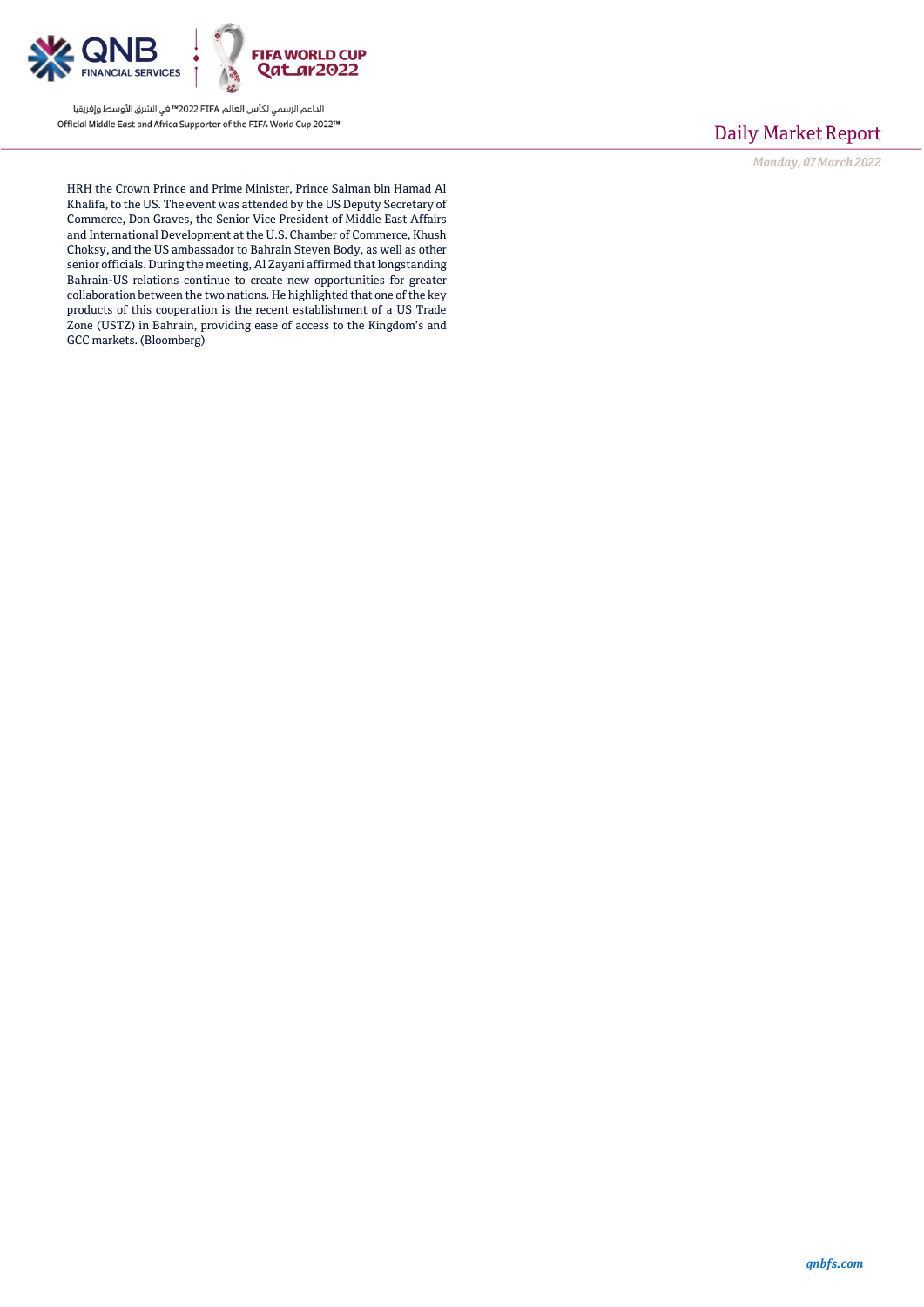HRH the Crown Prince and Prime Minister, Prince Salman bin Hamad Al Khalifa, to the US. The event was attended by the US Deputy Secretary of Commerce, Don Graves, the Senior Vice President of Middle East Affairs and International Development at the U.S. Chamber of Commerce, Khush Choksy, and the US ambassador to Bahrain Steven Body, as well as other senior officials. During the meeting, Al Zayani affirmed that longstanding Bahrain-US relations continue to create new opportunities for greater collaboration between the two nations. He highlighted that one of the key products of this cooperation is the recent establishment of a US Trade Zone (USTZ) in Bahrain, providing ease of access to the Kingdom's and GCC markets. (Bloomberg)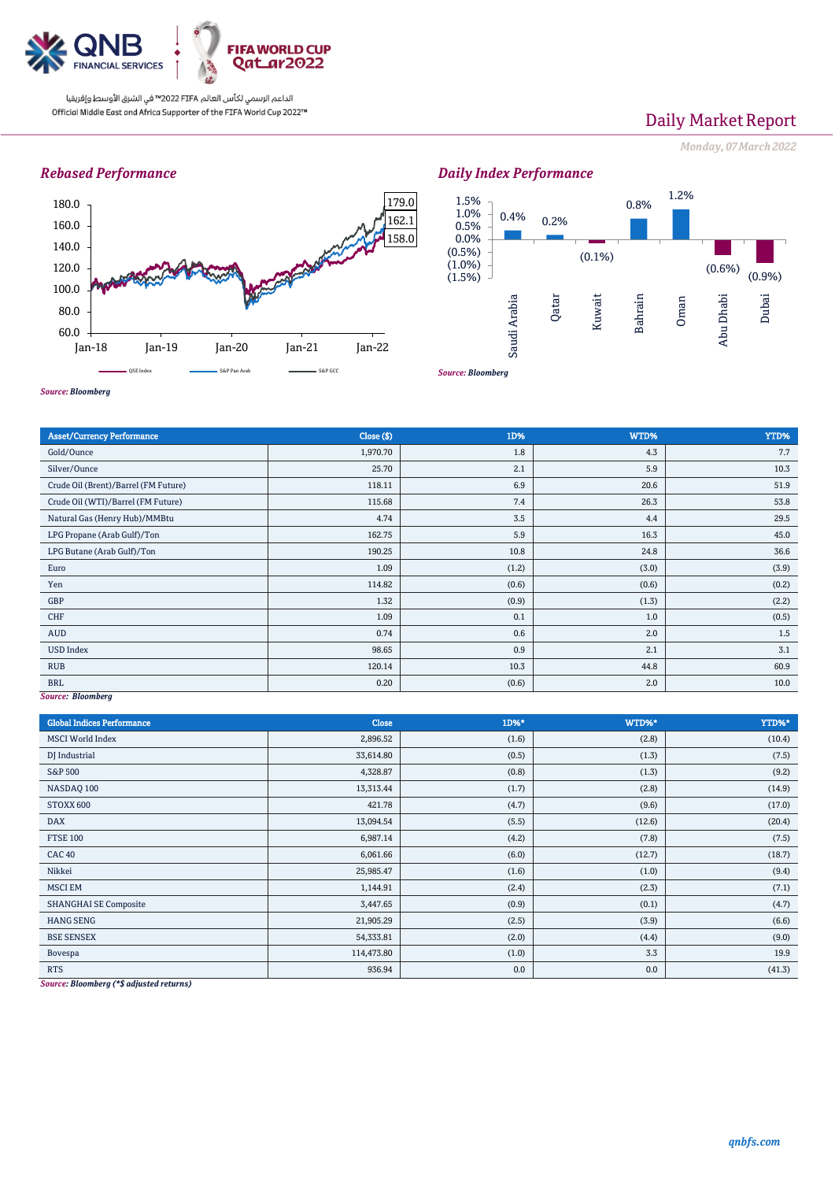## Rebased Performance

| | |
|---|---|
| 179.0 | |
| 162.1 | |
| 158.0 | |

QSE Index — S&P Pan Arab — S&P GCC

*Source: Bloomberg*

## Daily Index Performance

| Saudi Arabia | Qatar | Kuwait | Bahrain | Oman | Abu Dhabi | Dubai |
|---|---|---|---|---|---|---|
| 0.4% | 0.2% | (0.1%) | 0.8% | 1.2% | (0.6%) | (0.9%) |

*Source: Bloomberg*

| Asset/Currency Performance | Close ($) | 1D% | WTD% | YTD% |
|---|---|---|---|---|
| Gold/Ounce | 1,970.70 | 1.8 | 4.3 | 7.7 |
| Silver/Ounce | 25.70 | 2.1 | 5.9 | 10.3 |
| Crude Oil (Brent)/Barrel (FM Future) | 118.11 | 6.9 | 20.6 | 51.9 |
| Crude Oil (WTI)/Barrel (FM Future) | 115.68 | 7.4 | 26.3 | 53.8 |
| Natural Gas (Henry Hub)/MMBtu | 4.74 | 3.5 | 4.4 | 29.5 |
| LPG Propane (Arab Gulf)/Ton | 162.75 | 5.9 | 16.3 | 45.0 |
| LPG Butane (Arab Gulf)/Ton | 190.25 | 10.8 | 24.8 | 36.6 |
| Euro | 1.09 | (1.2) | (3.0) | (3.9) |
| Yen | 114.82 | (0.6) | (0.6) | (0.2) |
| GBP | 1.32 | (0.9) | (1.3) | (2.2) |
| CHF | 1.09 | 0.1 | 1.0 | (0.5) |
| AUD | 0.74 | 0.6 | 2.0 | 1.5 |
| USD Index | 98.65 | 0.9 | 2.1 | 3.1 |
| RUB | 120.14 | 10.3 | 44.8 | 60.9 |
| BRL | 0.20 | (0.6) | 2.0 | 10.0 |

*Source: Bloomberg*

| Global Indices Performance | Close | 1D%* | WTD%* | YTD%* |
|---|---|---|---|---|
| MSCI World Index | 2,896.52 | (1.6) | (2.8) | (10.4) |
| DJ Industrial | 33,614.80 | (0.5) | (1.3) | (7.5) |
| S&P 500 | 4,328.87 | (0.8) | (1.3) | (9.2) |
| NASDAQ 100 | 13,313.44 | (1.7) | (2.8) | (14.9) |
| STOXX 600 | 421.78 | (4.7) | (9.6) | (17.0) |
| DAX | 13,094.54 | (5.5) | (12.6) | (20.4) |
| FTSE 100 | 6,987.14 | (4.2) | (7.8) | (7.5) |
| CAC 40 | 6,061.66 | (6.0) | (12.7) | (18.7) |
| Nikkei | 25,985.47 | (1.6) | (1.0) | (9.4) |
| MSCI EM | 1,144.91 | (2.4) | (2.3) | (7.1) |
| SHANGHAI SE Composite | 3,447.65 | (0.9) | (0.1) | (4.7) |
| HANG SENG | 21,905.29 | (2.5) | (3.9) | (6.6) |
| BSE SENSEX | 54,333.81 | (2.0) | (4.4) | (9.0) |
| Bovespa | 114,473.80 | (1.0) | 3.3 | 19.9 |
| RTS | 936.94 | 0.0 | 0.0 | (41.3) |

*Source: Bloomberg (*$ adjusted returns)*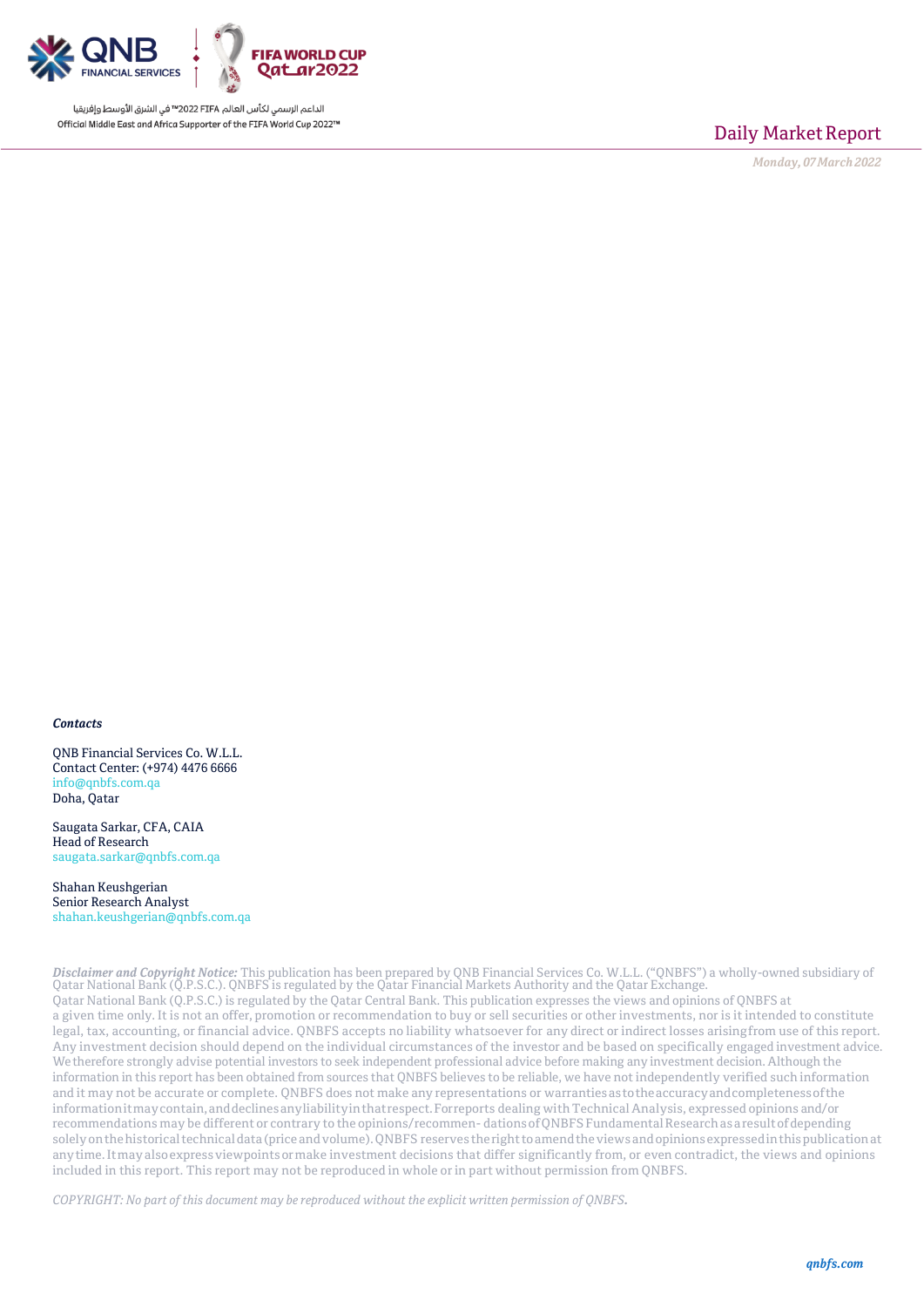# Daily Market Report

*Monday, 07 March 2022*

***Contacts***

QNB Financial Services Co. W.L.L.
Contact Center: (+974) 4476 6666
info@qnbfs.com.qa
Doha, Qatar

Saugata Sarkar, CFA, CAIA
Head of Research
saugata.sarkar@qnbfs.com.qa

Shahan Keushgerian
Senior Research Analyst
shahan.keushgerian@qnbfs.com.qa

***Disclaimer and Copyright Notice:*** This publication has been prepared by QNB Financial Services Co. W.L.L. ("QNBFS") a wholly-owned subsidiary of Qatar National Bank (Q.P.S.C.). QNBFS is regulated by the Qatar Financial Markets Authority and the Qatar Exchange. Qatar National Bank (Q.P.S.C.) is regulated by the Qatar Central Bank. This publication expresses the views and opinions of QNBFS at a given time only. It is not an offer, promotion or recommendation to buy or sell securities or other investments, nor is it intended to constitute legal, tax, accounting, or financial advice. QNBFS accepts no liability whatsoever for any direct or indirect losses arising from use of this report. Any investment decision should depend on the individual circumstances of the investor and be based on specifically engaged investment advice. We therefore strongly advise potential investors to seek independent professional advice before making any investment decision. Although the information in this report has been obtained from sources that QNBFS believes to be reliable, we have not independently verified such information and it may not be accurate or complete. QNBFS does not make any representations or warranties as to the accuracy and completeness of the information it may contain, and declines any liability in that respect. For reports dealing with Technical Analysis, expressed opinions and/or recommendations may be different or contrary to the opinions/recommen- dations of QNBFS Fundamental Research as a result of depending solely on the historical technical data (price and volume). QNBFS reserves the right to amend the views and opinions expressed in this publication at any time. It may also express viewpoints or make investment decisions that differ significantly from, or even contradict, the views and opinions included in this report. This report may not be reproduced in whole or in part without permission from QNBFS.

*COPYRIGHT: No part of this document may be reproduced without the explicit written permission of QNBFS.*